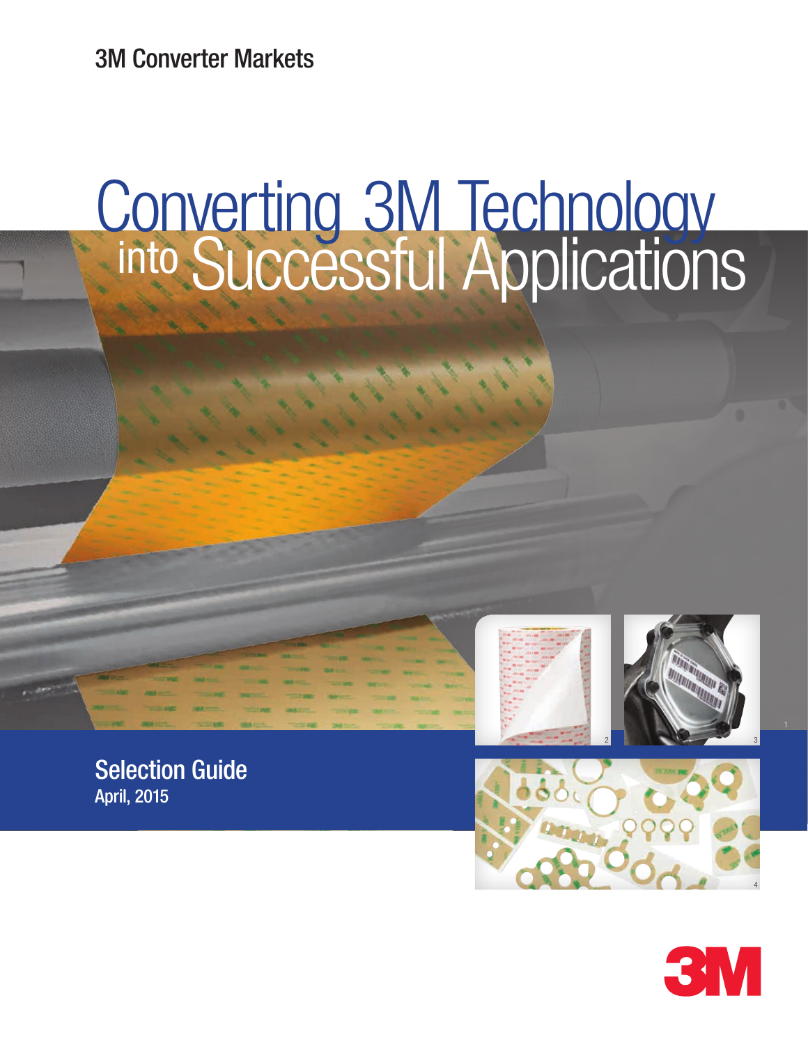3M Converter Markets

# Converting 3M Technology into Successful Applications

## Selection Guide

April, 2015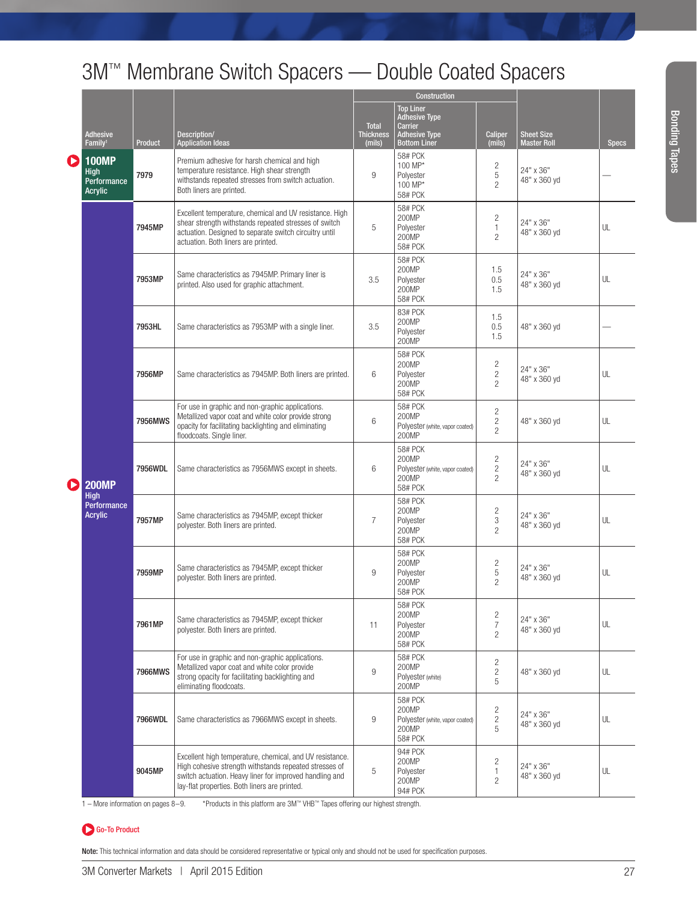# 3M™ Membrane Switch Spacers — Double Coated Spacers

| Adhesive Family[1] | Product | Description/ Application Ideas | Construction | | | Sheet Size Master Roll | Specs |
|---|---|---|---|---|---|---|---|
| | | | Total Thickness (mils) | Top Liner Adhesive Type Carrier Adhesive Type Bottom Liner | Caliper (mils) | | |
| **100MP** High Performance Acrylic | 7979 | Premium adhesive for harsh chemical and high temperature resistance. High shear strength withstands repeated stresses from switch actuation. Both liners are printed. | 9 | 58# PCK 100 MP* Polyester 100 MP* 58# PCK | 2 5 2 | 24" x 36" 48" x 360 yd | — |
| **200MP** High Performance Acrylic | 7945MP | Excellent temperature, chemical and UV resistance. High shear strength withstands repeated stresses of switch actuation. Designed to separate switch circuitry until actuation. Both liners are printed. | 5 | 58# PCK 200MP Polyester 200MP 58# PCK | 2 1 2 | 24" x 36" 48" x 360 yd | UL |
| | 7953MP | Same characteristics as 7945MP. Primary liner is printed. Also used for graphic attachment. | 3.5 | 58# PCK 200MP Polyester 200MP 58# PCK | 1.5 0.5 1.5 | 24" x 36" 48" x 360 yd | UL |
| | 7953HL | Same characteristics as 7953MP with a single liner. | 3.5 | 83# PCK 200MP Polyester 200MP | 1.5 0.5 1.5 | 48" x 360 yd | — |
| | 7956MP | Same characteristics as 7945MP. Both liners are printed. | 6 | 58# PCK 200MP Polyester 200MP 58# PCK | 2 2 2 | 24" x 36" 48" x 360 yd | UL |
| | 7956MWS | For use in graphic and non-graphic applications. Metallized vapor coat and white color provide strong opacity for facilitating backlighting and eliminating floodcoats. Single liner. | 6 | 58# PCK 200MP Polyester (white, vapor coated) 200MP | 2 2 2 | 48" x 360 yd | UL |
| | 7956WDL | Same characteristics as 7956MWS except in sheets. | 6 | 58# PCK 200MP Polyester (white, vapor coated) 200MP 58# PCK | 2 2 2 | 24" x 36" 48" x 360 yd | UL |
| | 7957MP | Same characteristics as 7945MP, except thicker polyester. Both liners are printed. | 7 | 58# PCK 200MP Polyester 200MP 58# PCK | 2 3 2 | 24" x 36" 48" x 360 yd | UL |
| | 7959MP | Same characteristics as 7945MP, except thicker polyester. Both liners are printed. | 9 | 58# PCK 200MP Polyester 200MP 58# PCK | 2 5 2 | 24" x 36" 48" x 360 yd | UL |
| | 7961MP | Same characteristics as 7945MP, except thicker polyester. Both liners are printed. | 11 | 58# PCK 200MP Polyester 200MP 58# PCK | 2 7 2 | 24" x 36" 48" x 360 yd | UL |
| | 7966MWS | For use in graphic and non-graphic applications. Metallized vapor coat and white color provide strong opacity for facilitating backlighting and eliminating floodcoats. | 9 | 58# PCK 200MP Polyester (white) 200MP | 2 2 5 | 48" x 360 yd | UL |
| | 7966WDL | Same characteristics as 7966MWS except in sheets. | 9 | 58# PCK 200MP Polyester (white, vapor coated) 200MP 58# PCK | 2 2 5 | 24" x 36" 48" x 360 yd | UL |
| | 9045MP | Excellent high temperature, chemical, and UV resistance. High cohesive strength withstands repeated stresses of switch actuation. Heavy liner for improved handling and lay-flat properties. Both liners are printed. | 5 | 94# PCK 200MP Polyester 200MP 94# PCK | 2 1 2 | 24" x 36" 48" x 360 yd | UL |

1 – More information on pages 8–9. *Products in this platform are 3M™ VHB™ Tapes offering our highest strength.

Go-To Product

**Note:** This technical information and data should be considered representative or typical only and should not be used for specification purposes.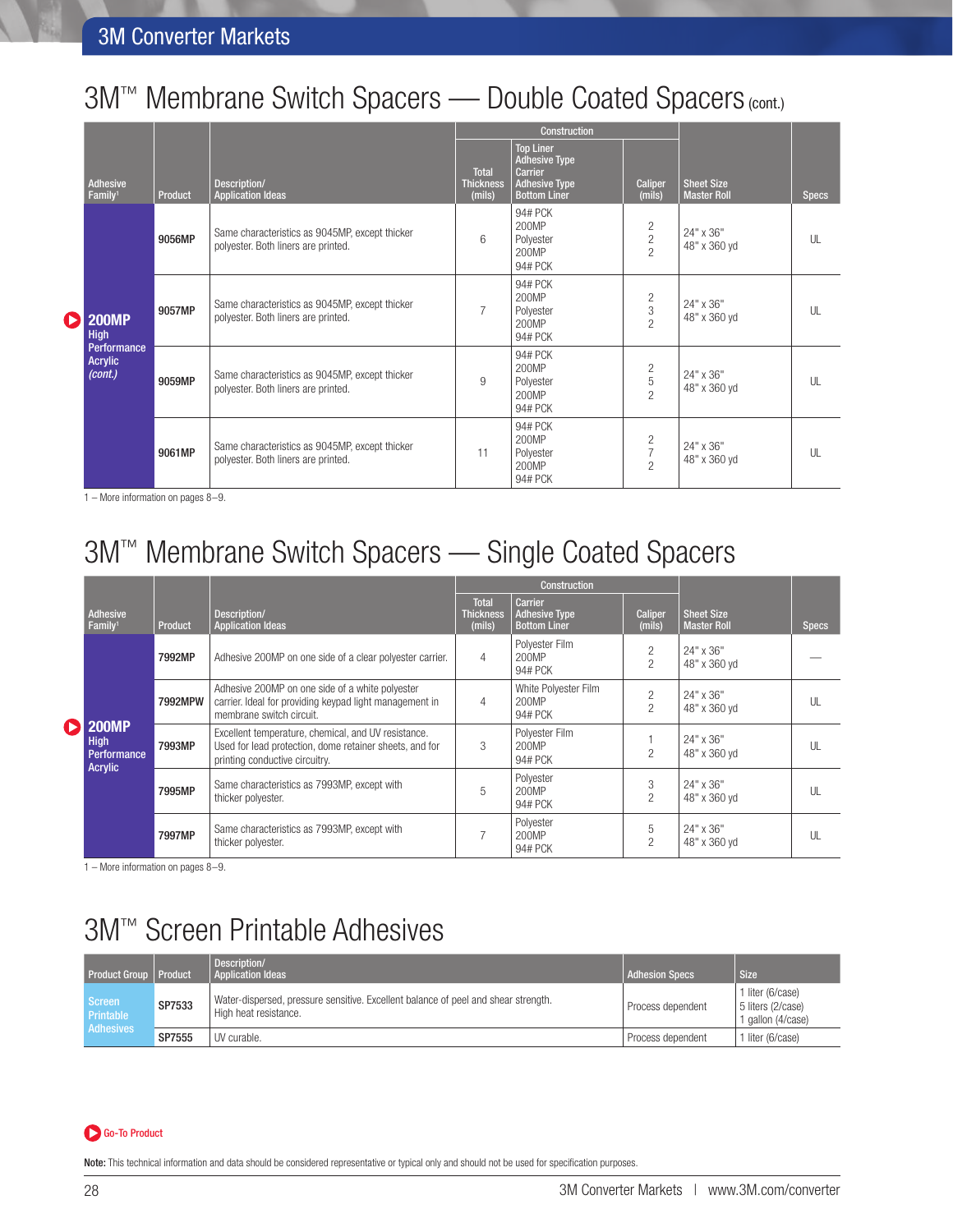# 3M™ Membrane Switch Spacers — Double Coated Spacers (cont.)

| Adhesive Family[1] | Product | Description/ Application Ideas | Construction | | | Sheet Size Master Roll | Specs |
|---|---|---|---|---|---|---|---|
| | | | Total Thickness (mils) | Top Liner Adhesive Type Carrier Adhesive Type Bottom Liner | Caliper (mils) | | |
| 200MP High Performance Acrylic *(cont.)* | 9056MP | Same characteristics as 9045MP, except thicker polyester. Both liners are printed. | 6 | 94# PCK<br>200MP<br>Polyester<br>200MP<br>94# PCK | 2<br>2<br>2 | 24" x 36"<br>48" x 360 yd | UL |
| | 9057MP | Same characteristics as 9045MP, except thicker polyester. Both liners are printed. | 7 | 94# PCK<br>200MP<br>Polyester<br>200MP<br>94# PCK | 2<br>3<br>2 | 24" x 36"<br>48" x 360 yd | UL |
| | 9059MP | Same characteristics as 9045MP, except thicker polyester. Both liners are printed. | 9 | 94# PCK<br>200MP<br>Polyester<br>200MP<br>94# PCK | 2<br>5<br>2 | 24" x 36"<br>48" x 360 yd | UL |
| | 9061MP | Same characteristics as 9045MP, except thicker polyester. Both liners are printed. | 11 | 94# PCK<br>200MP<br>Polyester<br>200MP<br>94# PCK | 2<br>7<br>2 | 24" x 36"<br>48" x 360 yd | UL |

1 – More information on pages 8–9.

# 3M™ Membrane Switch Spacers — Single Coated Spacers

| Adhesive Family[1] | Product | Description/ Application Ideas | Construction | | | Sheet Size Master Roll | Specs |
|---|---|---|---|---|---|---|---|
| | | | Total Thickness (mils) | Carrier Adhesive Type Bottom Liner | Caliper (mils) | | |
| 200MP High Performance Acrylic | 7992MP | Adhesive 200MP on one side of a clear polyester carrier. | 4 | Polyester Film<br>200MP<br>94# PCK | 2<br>2 | 24" x 36"<br>48" x 360 yd | — |
| | 7992MPW | Adhesive 200MP on one side of a white polyester carrier. Ideal for providing keypad light management in membrane switch circuit. | 4 | White Polyester Film<br>200MP<br>94# PCK | 2<br>2 | 24" x 36"<br>48" x 360 yd | UL |
| | 7993MP | Excellent temperature, chemical, and UV resistance. Used for lead protection, dome retainer sheets, and for printing conductive circuitry. | 3 | Polyester Film<br>200MP<br>94# PCK | 1<br>2 | 24" x 36"<br>48" x 360 yd | UL |
| | 7995MP | Same characteristics as 7993MP, except with thicker polyester. | 5 | Polyester<br>200MP<br>94# PCK | 3<br>2 | 24" x 36"<br>48" x 360 yd | UL |
| | 7997MP | Same characteristics as 7993MP, except with thicker polyester. | 7 | Polyester<br>200MP<br>94# PCK | 5<br>2 | 24" x 36"<br>48" x 360 yd | UL |

1 – More information on pages 8–9.

# 3M™ Screen Printable Adhesives

| Product Group | Product | Description/ Application Ideas | Adhesion Specs | Size |
|---|---|---|---|---|
| Screen Printable Adhesives | SP7533 | Water-dispersed, pressure sensitive. Excellent balance of peel and shear strength. High heat resistance. | Process dependent | 1 liter (6/case)<br>5 liters (2/case)<br>1 gallon (4/case) |
| | SP7555 | UV curable. | Process dependent | 1 liter (6/case) |

Go-To Product

**Note:** This technical information and data should be considered representative or typical only and should not be used for specification purposes.